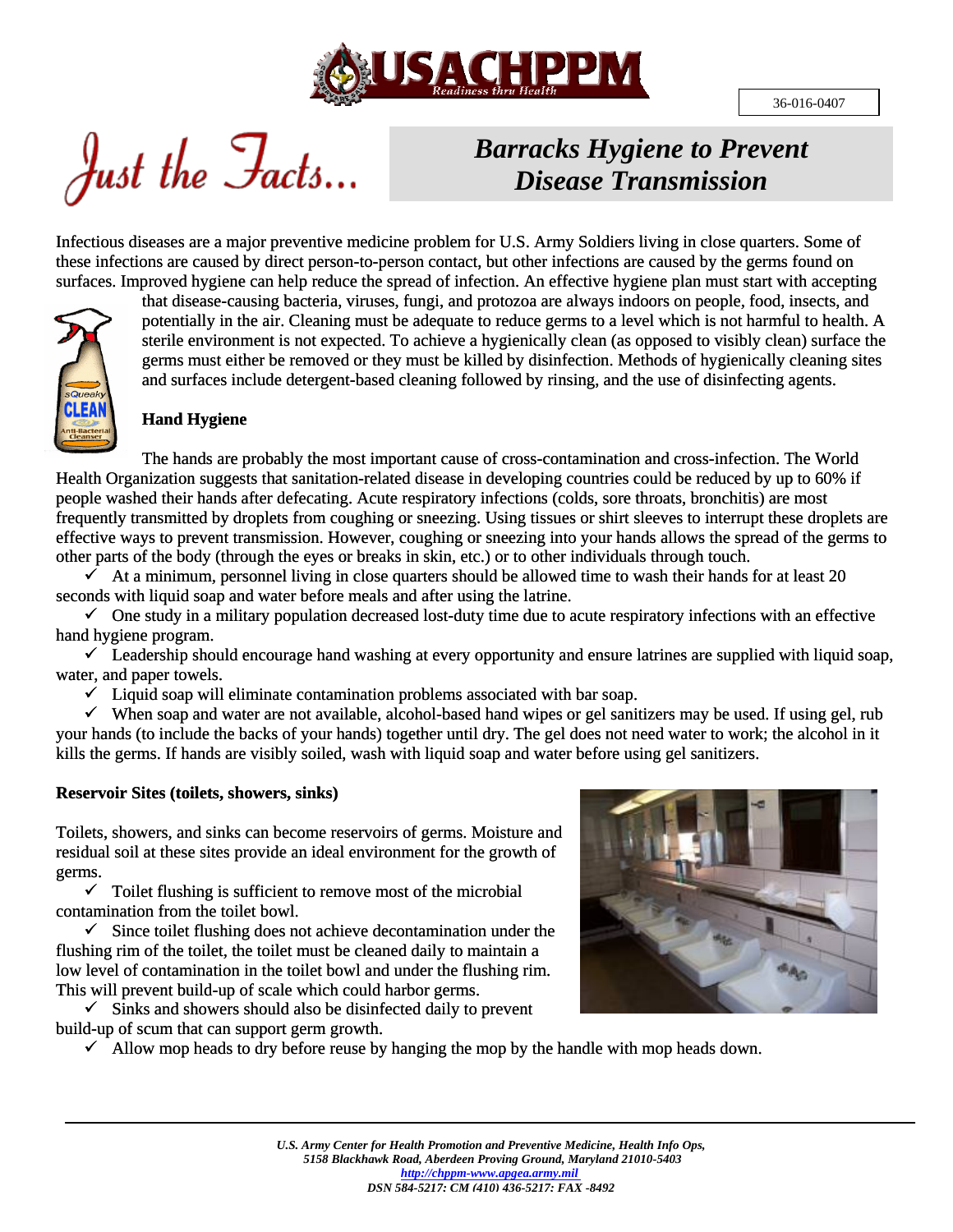USACHPPM

Readiness thru Health

36-016-0407

*Just the Facts...*

# *Barracks Hygiene to Prevent Disease Transmission*

Infectious diseases are a major preventive medicine problem for U.S. Army Soldiers living in close quarters. Some of these infections are caused by direct person-to-person contact, but other infections are caused by the germs found on surfaces. Improved hygiene can help reduce the spread of infection. An effective hygiene plan must start with accepting that disease-causing bacteria, viruses, fungi, and protozoa are always indoors on people, food, insects, and potentially in the air. Cleaning must be adequate to reduce germs to a level which is not harmful to health. A sterile environment is not expected. To achieve a hygienically clean (as opposed to visibly clean) surface the germs must either be removed or they must be killed by disinfection. Methods of hygienically cleaning sites and surfaces include detergent-based cleaning followed by rinsing, and the use of disinfecting agents.

## Hand Hygiene

The hands are probably the most important cause of cross-contamination and cross-infection. The World Health Organization suggests that sanitation-related disease in developing countries could be reduced by up to 60% if people washed their hands after defecating. Acute respiratory infections (colds, sore throats, bronchitis) are most frequently transmitted by droplets from coughing or sneezing. Using tissues or shirt sleeves to interrupt these droplets are effective ways to prevent transmission. However, coughing or sneezing into your hands allows the spread of the germs to other parts of the body (through the eyes or breaks in skin, etc.) or to other individuals through touch.

- ✓ At a minimum, personnel living in close quarters should be allowed time to wash their hands for at least 20 seconds with liquid soap and water before meals and after using the latrine.
- ✓ One study in a military population decreased lost-duty time due to acute respiratory infections with an effective hand hygiene program.
- ✓ Leadership should encourage hand washing at every opportunity and ensure latrines are supplied with liquid soap, water, and paper towels.
- ✓ Liquid soap will eliminate contamination problems associated with bar soap.
- ✓ When soap and water are not available, alcohol-based hand wipes or gel sanitizers may be used. If using gel, rub your hands (to include the backs of your hands) together until dry. The gel does not need water to work; the alcohol in it kills the germs. If hands are visibly soiled, wash with liquid soap and water before using gel sanitizers.

## Reservoir Sites (toilets, showers, sinks)

Toilets, showers, and sinks can become reservoirs of germs. Moisture and residual soil at these sites provide an ideal environment for the growth of germs.

- ✓ Toilet flushing is sufficient to remove most of the microbial contamination from the toilet bowl.
- ✓ Since toilet flushing does not achieve decontamination under the flushing rim of the toilet, the toilet must be cleaned daily to maintain a low level of contamination in the toilet bowl and under the flushing rim. This will prevent build-up of scale which could harbor germs.
- ✓ Sinks and showers should also be disinfected daily to prevent build-up of scum that can support germ growth.
- ✓ Allow mop heads to dry before reuse by hanging the mop by the handle with mop heads down.

---

*U.S. Army Center for Health Promotion and Preventive Medicine, Health Info Ops,*
*5158 Blackhawk Road, Aberdeen Proving Ground, Maryland 21010-5403*
*http://chppm-www.apgea.army.mil*
*DSN 584-5217: CM (410) 436-5217: FAX -8492*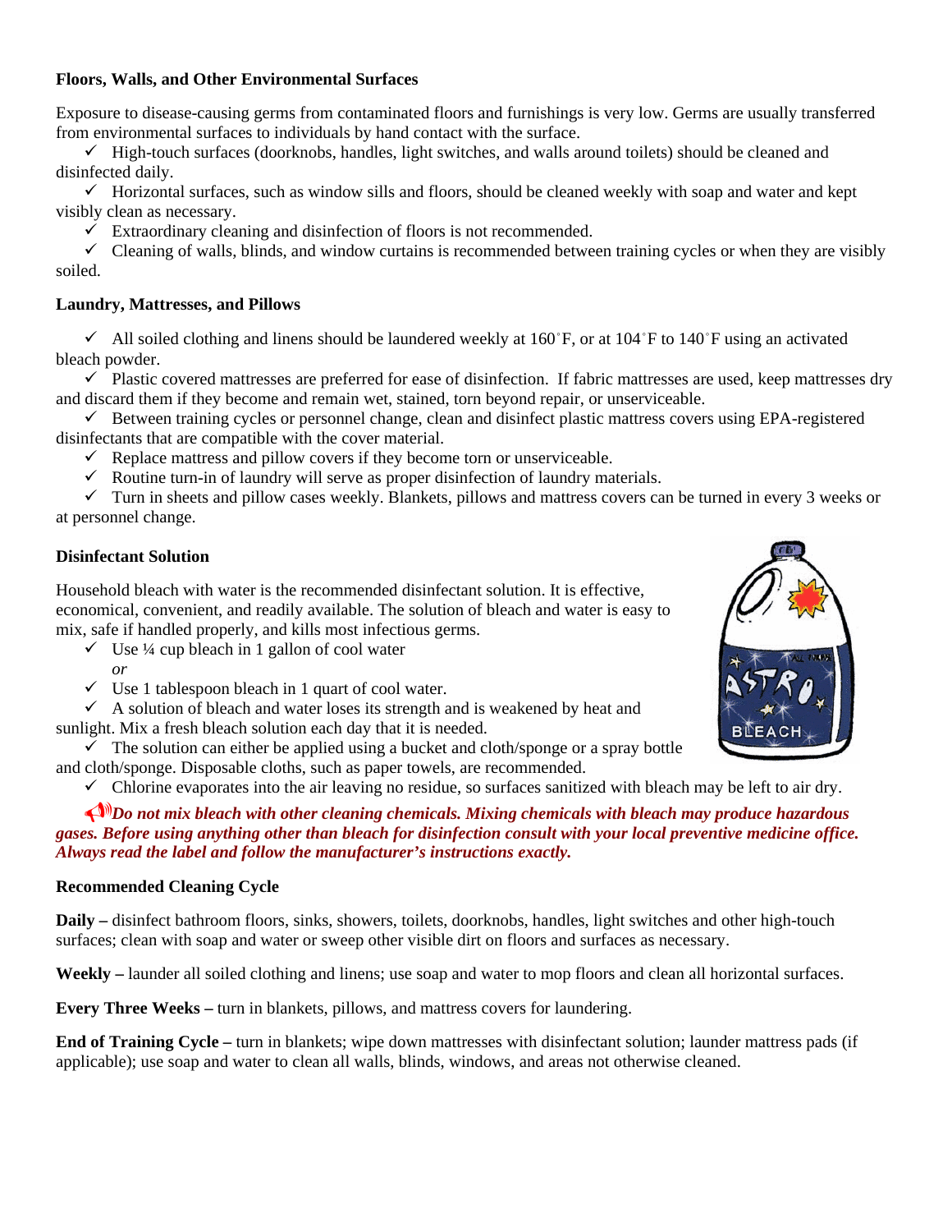**Floors, Walls, and Other Environmental Surfaces**

Exposure to disease-causing germs from contaminated floors and furnishings is very low. Germs are usually transferred from environmental surfaces to individuals by hand contact with the surface.

- ✓ High-touch surfaces (doorknobs, handles, light switches, and walls around toilets) should be cleaned and disinfected daily.
- ✓ Horizontal surfaces, such as window sills and floors, should be cleaned weekly with soap and water and kept visibly clean as necessary.
- ✓ Extraordinary cleaning and disinfection of floors is not recommended.
- ✓ Cleaning of walls, blinds, and window curtains is recommended between training cycles or when they are visibly soiled.

**Laundry, Mattresses, and Pillows**

- ✓ All soiled clothing and linens should be laundered weekly at 160˚F, or at 104˚F to 140˚F using an activated bleach powder.
- ✓ Plastic covered mattresses are preferred for ease of disinfection. If fabric mattresses are used, keep mattresses dry and discard them if they become and remain wet, stained, torn beyond repair, or unserviceable.
- ✓ Between training cycles or personnel change, clean and disinfect plastic mattress covers using EPA-registered disinfectants that are compatible with the cover material.
- ✓ Replace mattress and pillow covers if they become torn or unserviceable.
- ✓ Routine turn-in of laundry will serve as proper disinfection of laundry materials.
- ✓ Turn in sheets and pillow cases weekly. Blankets, pillows and mattress covers can be turned in every 3 weeks or at personnel change.

**Disinfectant Solution**

Household bleach with water is the recommended disinfectant solution. It is effective, economical, convenient, and readily available. The solution of bleach and water is easy to mix, safe if handled properly, and kills most infectious germs.

- ✓ Use ¼ cup bleach in 1 gallon of cool water

  *or*
- ✓ Use 1 tablespoon bleach in 1 quart of cool water.
- ✓ A solution of bleach and water loses its strength and is weakened by heat and sunlight. Mix a fresh bleach solution each day that it is needed.
- ✓ The solution can either be applied using a bucket and cloth/sponge or a spray bottle and cloth/sponge. Disposable cloths, such as paper towels, are recommended.
- ✓ Chlorine evaporates into the air leaving no residue, so surfaces sanitized with bleach may be left to air dry.

***Do not mix bleach with other cleaning chemicals. Mixing chemicals with bleach may produce hazardous gases. Before using anything other than bleach for disinfection consult with your local preventive medicine office. Always read the label and follow the manufacturer's instructions exactly.***

**Recommended Cleaning Cycle**

**Daily –** disinfect bathroom floors, sinks, showers, toilets, doorknobs, handles, light switches and other high-touch surfaces; clean with soap and water or sweep other visible dirt on floors and surfaces as necessary.

**Weekly –** launder all soiled clothing and linens; use soap and water to mop floors and clean all horizontal surfaces.

**Every Three Weeks –** turn in blankets, pillows, and mattress covers for laundering.

**End of Training Cycle –** turn in blankets; wipe down mattresses with disinfectant solution; launder mattress pads (if applicable); use soap and water to clean all walls, blinds, windows, and areas not otherwise cleaned.